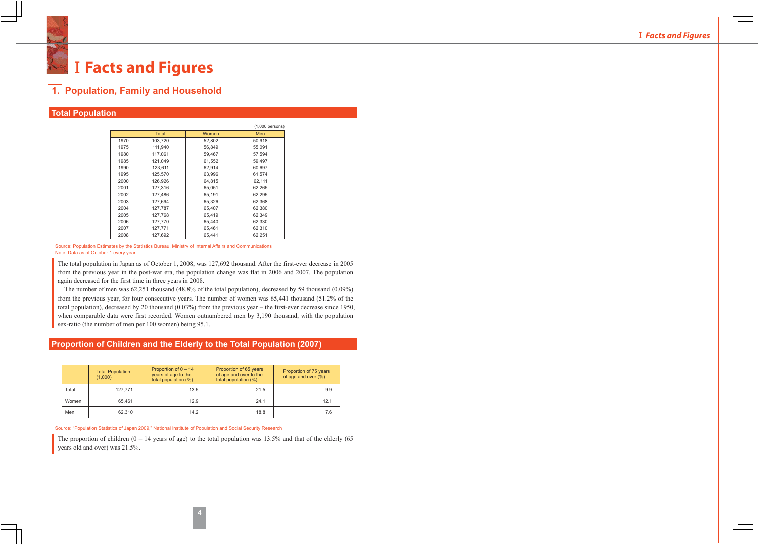# Ⅰ Facts and Figures

## 1. Population, Family and Household

### Total Population

(1,000 persons)

| | Total | Women | Men |
|---|---|---|---|
| 1970 | 103,720 | 52,802 | 50,918 |
| 1975 | 111,940 | 56,849 | 55,091 |
| 1980 | 117,061 | 59,467 | 57,594 |
| 1985 | 121,049 | 61,552 | 59,497 |
| 1990 | 123,611 | 62,914 | 60,697 |
| 1995 | 125,570 | 63,996 | 61,574 |
| 2000 | 126,926 | 64,815 | 62,111 |
| 2001 | 127,316 | 65,051 | 62,265 |
| 2002 | 127,486 | 65,191 | 62,295 |
| 2003 | 127,694 | 65,326 | 62,368 |
| 2004 | 127,787 | 65,407 | 62,380 |
| 2005 | 127,768 | 65,419 | 62,349 |
| 2006 | 127,770 | 65,440 | 62,330 |
| 2007 | 127,771 | 65,461 | 62,310 |
| 2008 | 127,692 | 65,441 | 62,251 |

Source: Population Estimates by the Statistics Bureau, Ministry of Internal Affairs and Communications
Note: Data as of October 1 every year

The total population in Japan as of October 1, 2008, was 127,692 thousand. After the first-ever decrease in 2005 from the previous year in the post-war era, the population change was flat in 2006 and 2007. The population again decreased for the first time in three years in 2008.

The number of men was 62,251 thousand (48.8% of the total population), decreased by 59 thousand (0.09%) from the previous year, for four consecutive years. The number of women was 65,441 thousand (51.2% of the total population), decreased by 20 thousand (0.03%) from the previous year – the first-ever decrease since 1950, when comparable data were first recorded. Women outnumbered men by 3,190 thousand, with the population sex-ratio (the number of men per 100 women) being 95.1.

### Proportion of Children and the Elderly to the Total Population (2007)

| | Total Population (1,000) | Proportion of 0 – 14 years of age to the total population (%) | Proportion of 65 years of age and over to the total population (%) | Proportion of 75 years of age and over (%) |
|---|---|---|---|---|
| Total | 127,771 | 13.5 | 21.5 | 9.9 |
| Women | 65,461 | 12.9 | 24.1 | 12.1 |
| Men | 62,310 | 14.2 | 18.8 | 7.6 |

Source: "Population Statistics of Japan 2009," National Institute of Population and Social Security Research

The proportion of children (0 – 14 years of age) to the total population was 13.5% and that of the elderly (65 years old and over) was 21.5%.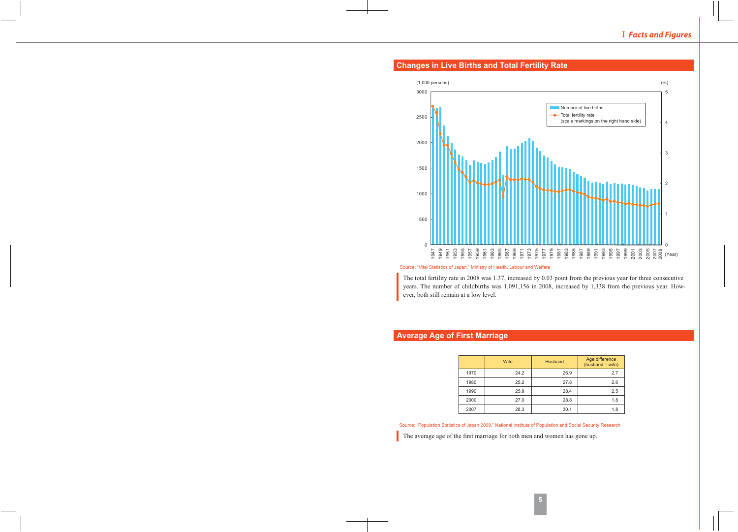## Changes in Live Births and Total Fertility Rate

Source: "Vital Statistics of Japan," Ministry of Health, Labour and Welfare

The total fertility rate in 2008 was 1.37, increased by 0.03 point from the previous year for three consecutive years. The number of childbirths was 1,091,156 in 2008, increased by 1,338 from the previous year. However, both still remain at a low level.

## Average Age of First Marriage

| | Wife | Husband | Age difference (husband – wife) |
|---|---|---|---|
| 1970 | 24.2 | 26.9 | 2.7 |
| 1980 | 25.2 | 27.8 | 2.6 |
| 1990 | 25.9 | 28.4 | 2.5 |
| 2000 | 27.0 | 28.8 | 1.8 |
| 2007 | 28.3 | 30.1 | 1.8 |

Source: "Population Statistics of Japan 2009," National Institute of Population and Social Security Research

The average age of the first marriage for both men and women has gone up.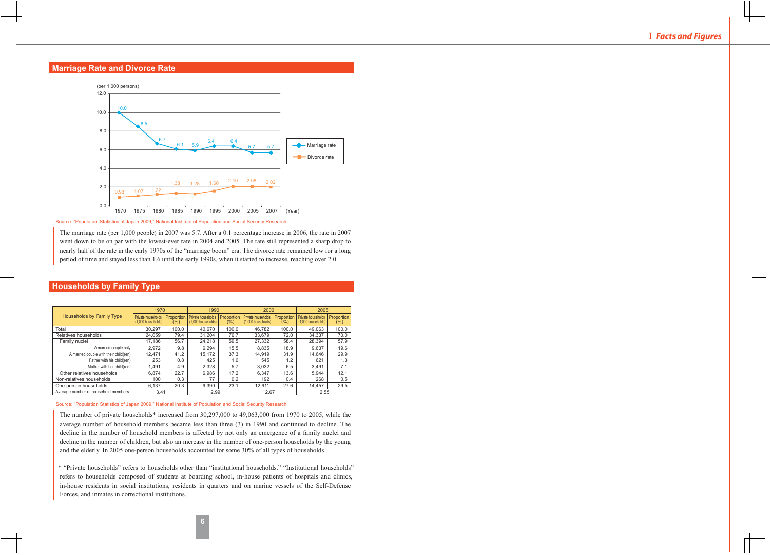## Marriage Rate and Divorce Rate

(per 1,000 persons)

12.0
10.0
8.0
6.0
4.0
2.0
0.0

10.0
8.5
6.7
6.1
5.9
6.4
6.4
5.7
5.7

0.93
1.07
1.22
1.38
1.28
1.60
2.10
2.08
2.02

1970 1975 1980 1985 1990 1995 2000 2005 2007 (Year)

Marriage rate
Divorce rate

Source: "Population Statistics of Japan 2009," National Institute of Population and Social Security Research

The marriage rate (per 1,000 people) in 2007 was 5.7. After a 0.1 percentage increase in 2006, the rate in 2007 went down to be on par with the lowest-ever rate in 2004 and 2005. The rate still represented a sharp drop to nearly half of the rate in the early 1970s of the "marriage boom" era. The divorce rate remained low for a long period of time and stayed less than 1.6 until the early 1990s, when it started to increase, reaching over 2.0.

## Households by Family Type

| Households by Family Type | 1970 | | 1990 | | 2000 | | 2005 | |
|---|---|---|---|---|---|---|---|---|
| | Private households (1,000 households) | Proportion (%) | Private households (1,000 households) | Proportion (%) | Private households (1,000 households) | Proportion (%) | Private households (1,000 households) | Proportion (%) |
| Total | 30,297 | 100.0 | 40,670 | 100.0 | 46,782 | 100.0 | 49,063 | 100.0 |
| Relatives households | 24,059 | 79.4 | 31,204 | 76.7 | 33,679 | 72.0 | 34,337 | 70.0 |
| Family nuclei | 17,186 | 56.7 | 24,218 | 59.5 | 27,332 | 58.4 | 28,394 | 57.9 |
| A married couple only | 2,972 | 9.8 | 6,294 | 15.5 | 8,835 | 18.9 | 9,637 | 19.6 |
| A married couple with their child(ren) | 12,471 | 41.2 | 15,172 | 37.3 | 14,919 | 31.9 | 14,646 | 29.9 |
| Father with his child(ren) | 253 | 0.8 | 425 | 1.0 | 545 | 1.2 | 621 | 1.3 |
| Mother with her child(ren) | 1,491 | 4.9 | 2,328 | 5.7 | 3,032 | 6.5 | 3,491 | 7.1 |
| Other relatives households | 6,874 | 22.7 | 6,986 | 17.2 | 6,347 | 13.6 | 5,944 | 12.1 |
| Non-relatives households | 100 | 0.3 | 77 | 0.2 | 192 | 0.4 | 268 | 0.5 |
| One-person households | 6,137 | 20.3 | 9,390 | 23.1 | 12,911 | 27.6 | 14,457 | 29.5 |
| Average number of household members | 3.41 | | 2.99 | | 2.67 | | 2.55 | |

Source: "Population Statistics of Japan 2009," National Institute of Population and Social Security Research

The number of private households* increased from 30,297,000 to 49,063,000 from 1970 to 2005, while the average number of household members became less than three (3) in 1990 and continued to decline. The decline in the number of household members is affected by not only an emergence of a family nuclei and decline in the number of children, but also an increase in the number of one-person households by the young and the elderly. In 2005 one-person households accounted for some 30% of all types of households.

* "Private households" refers to households other than "institutional households." "Institutional households" refers to households composed of students at boarding school, in-house patients of hospitals and clinics, in-house residents in social institutions, residents in quarters and on marine vessels of the Self-Defense Forces, and inmates in correctional institutions.